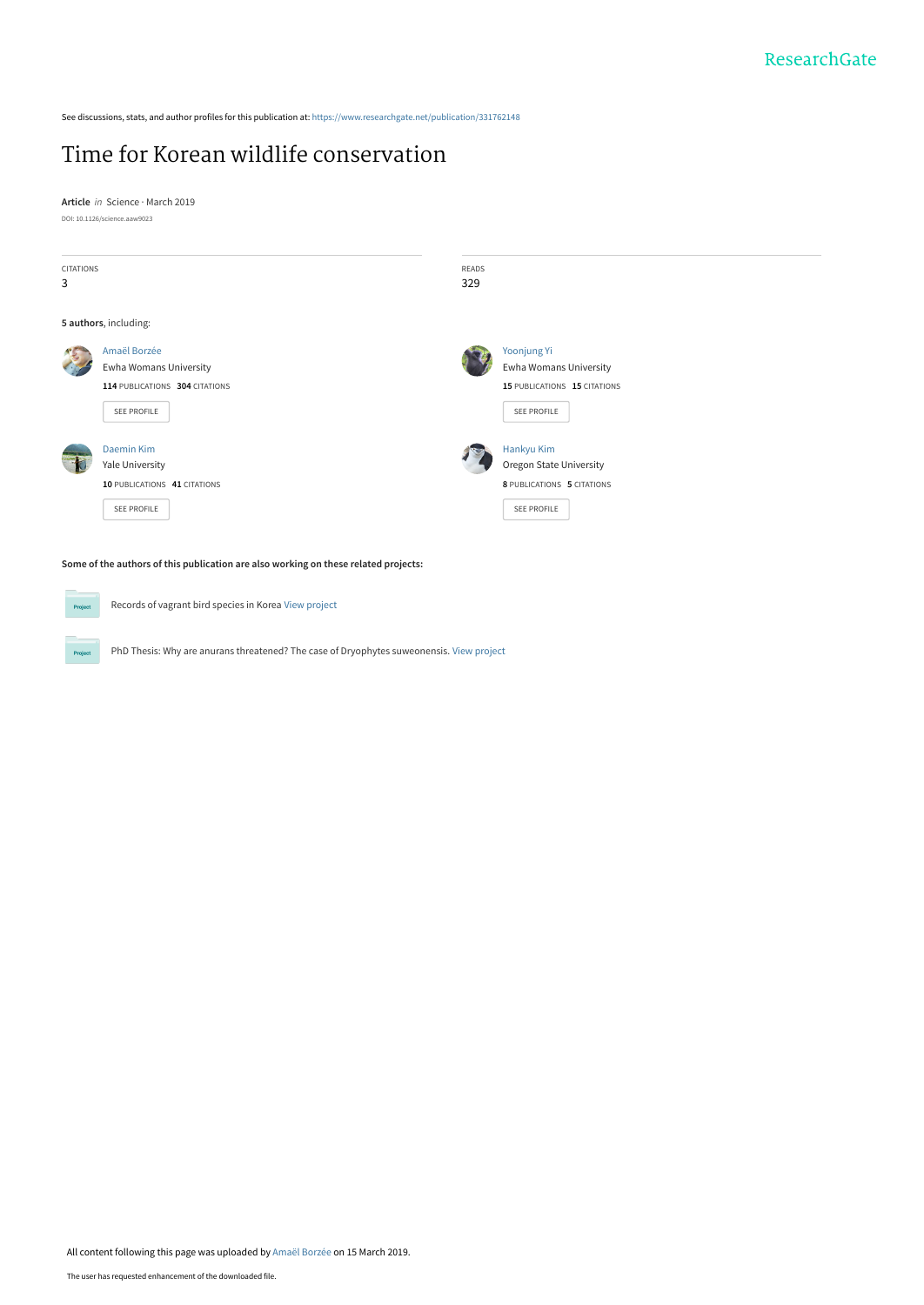ResearchGate

See discussions, stats, and author profiles for this publication at: https://www.researchgate.net/publication/331762148

# Time for Korean wildlife conservation

**Article** *in* Science · March 2019

DOI: 10.1126/science.aaw9023

CITATIONS
3

READS
329

**5 authors**, including:

Amaël Borzée
Ewha Womans University
**114** PUBLICATIONS **304** CITATIONS
SEE PROFILE

Yoonjung Yi
Ewha Womans University
**15** PUBLICATIONS **15** CITATIONS
SEE PROFILE

Daemin Kim
Yale University
**10** PUBLICATIONS **41** CITATIONS
SEE PROFILE

Hankyu Kim
Oregon State University
**8** PUBLICATIONS **5** CITATIONS
SEE PROFILE

**Some of the authors of this publication are also working on these related projects:**

Records of vagrant bird species in Korea View project

PhD Thesis: Why are anurans threatened? The case of Dryophytes suweonensis. View project

All content following this page was uploaded by Amaël Borzée on 15 March 2019.

The user has requested enhancement of the downloaded file.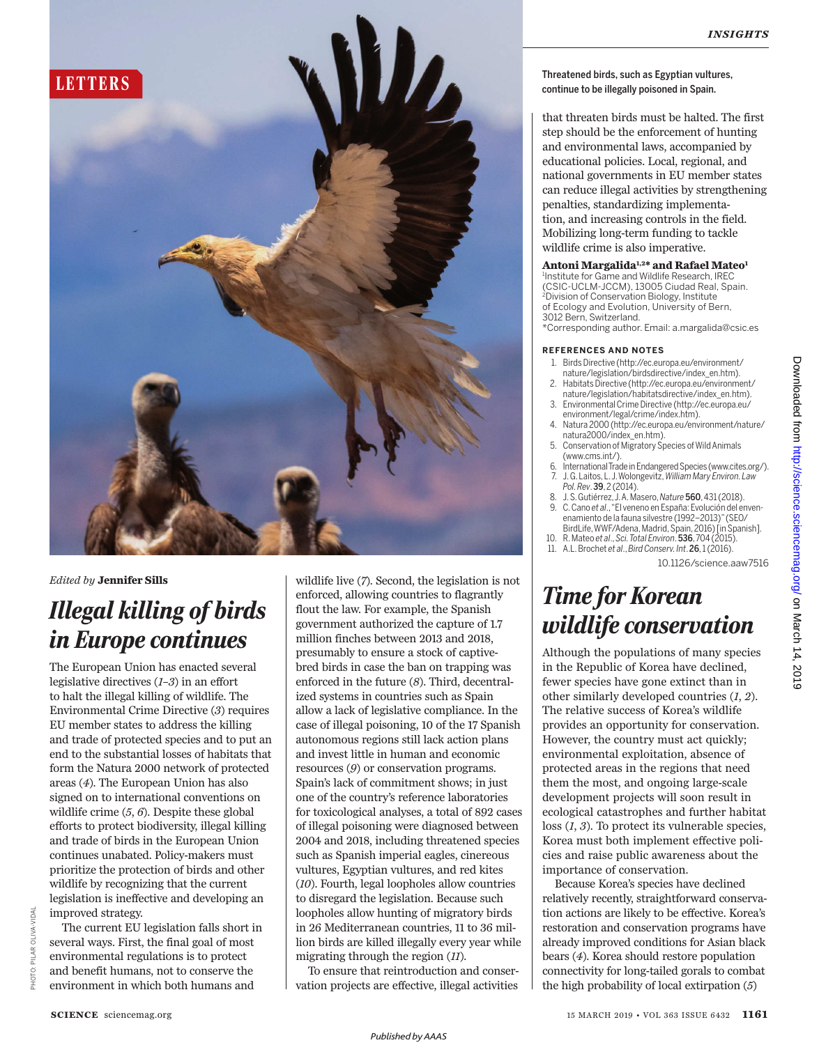# LETTERS

Edited by **Jennifer Sills**

## *Illegal killing of birds in Europe continues*

The European Union has enacted several legislative directives (*1*–*3*) in an effort to halt the illegal killing of wildlife. The Environmental Crime Directive (*3*) requires EU member states to address the killing and trade of protected species and to put an end to the substantial losses of habitats that form the Natura 2000 network of protected areas (*4*). The European Union has also signed on to international conventions on wildlife crime (*5*, *6*). Despite these global efforts to protect biodiversity, illegal killing and trade of birds in the European Union continues unabated. Policy-makers must prioritize the protection of birds and other wildlife by recognizing that the current legislation is ineffective and developing an improved strategy.

The current EU legislation falls short in several ways. First, the final goal of most environmental regulations is to protect and benefit humans, not to conserve the environment in which both humans and wildlife live (*7*). Second, the legislation is not enforced, allowing countries to flagrantly flout the law. For example, the Spanish government authorized the capture of 1.7 million finches between 2013 and 2018, presumably to ensure a stock of captive-bred birds in case the ban on trapping was enforced in the future (*8*). Third, decentralized systems in countries such as Spain allow a lack of legislative compliance. In the case of illegal poisoning, 10 of the 17 Spanish autonomous regions still lack action plans and invest little in human and economic resources (*9*) or conservation programs. Spain's lack of commitment shows; in just one of the country's reference laboratories for toxicological analyses, a total of 892 cases of illegal poisoning were diagnosed between 2004 and 2018, including threatened species such as Spanish imperial eagles, cinereous vultures, Egyptian vultures, and red kites (*10*). Fourth, legal loopholes allow countries to disregard the legislation. Because such loopholes allow hunting of migratory birds in 26 Mediterranean countries, 11 to 36 million birds are killed illegally every year while migrating through the region (*11*).

To ensure that reintroduction and conservation projects are effective, illegal activities that threaten birds must be halted. The first step should be the enforcement of hunting and environmental laws, accompanied by educational policies. Local, regional, and national governments in EU member states can reduce illegal activities by strengthening penalties, standardizing implementation, and increasing controls in the field. Mobilizing long-term funding to tackle wildlife crime is also imperative.

Threatened birds, such as Egyptian vultures, continue to be illegally poisoned in Spain.

**Antoni Margalida[1,2]* and Rafael Mateo[1]**
[1]Institute for Game and Wildlife Research, IREC (CSIC-UCLM-JCCM), 13005 Ciudad Real, Spain. [2]Division of Conservation Biology, Institute of Ecology and Evolution, University of Bern, 3012 Bern, Switzerland.
*Corresponding author. Email: a.margalida@csic.es

### REFERENCES AND NOTES

1. Birds Directive (http://ec.europa.eu/environment/nature/legislation/birdsdirective/index_en.htm).
2. Habitats Directive (http://ec.europa.eu/environment/nature/legislation/habitatsdirective/index_en.htm).
3. Environmental Crime Directive (http://ec.europa.eu/environment/legal/crime/index.htm).
4. Natura 2000 (http://ec.europa.eu/environment/nature/natura2000/index_en.htm).
5. Conservation of Migratory Species of Wild Animals (www.cms.int/).
6. International Trade in Endangered Species (www.cites.org/).
7. J. G. Laitos, L. J. Wolongevitz, *William Mary Environ. Law Pol. Rev*. **39**, 2 (2014).
8. J. S. Gutiérrez, J. A. Masero, *Nature* **560**, 431 (2018).
9. C. Cano *et al*., "El veneno en España: Evolución del envenenamiento de la fauna silvestre (1992–2013)" (SEO/BirdLife, WWF/Adena, Madrid, Spain, 2016) [in Spanish].
10. R. Mateo *et al*., *Sci. Total Environ*. **536**, 704 (2015).
11. A. L. Brochet *et al*., *Bird Conserv. Int*. **26**, 1 (2016).

10.1126/science.aaw7516

## *Time for Korean wildlife conservation*

Although the populations of many species in the Republic of Korea have declined, fewer species have gone extinct than in other similarly developed countries (*1*, *2*). The relative success of Korea's wildlife provides an opportunity for conservation. However, the country must act quickly; environmental exploitation, absence of protected areas in the regions that need them the most, and ongoing large-scale development projects will soon result in ecological catastrophes and further habitat loss (*1*, *3*). To protect its vulnerable species, Korea must both implement effective policies and raise public awareness about the importance of conservation.

Because Korea's species have declined relatively recently, straightforward conservation actions are likely to be effective. Korea's restoration and conservation programs have already improved conditions for Asian black bears (*4*). Korea should restore population connectivity for long-tailed gorals to combat the high probability of local extirpation (*5*)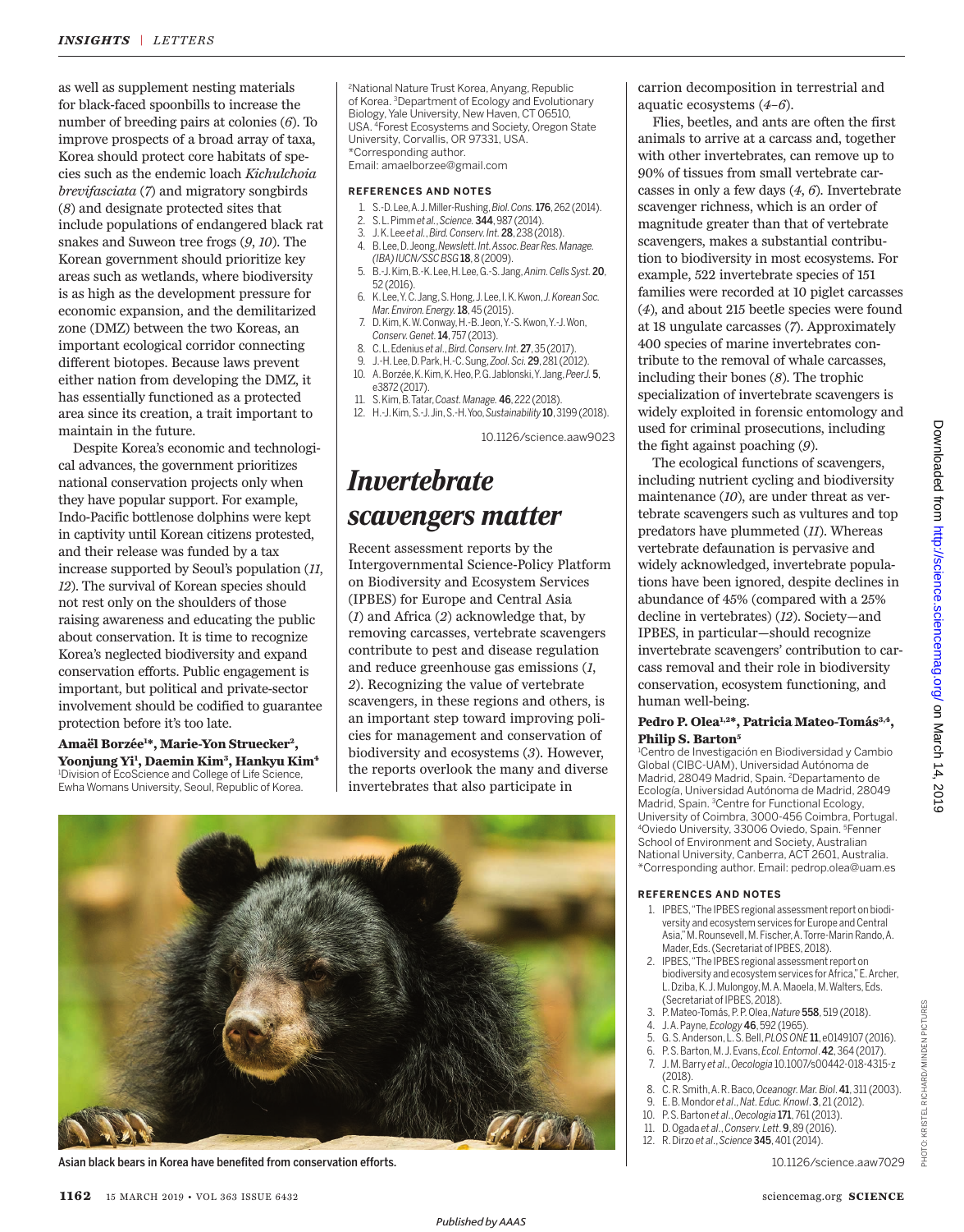as well as supplement nesting materials for black-faced spoonbills to increase the number of breeding pairs at colonies (*6*). To improve prospects of a broad array of taxa, Korea should protect core habitats of species such as the endemic loach *Kichulchoia brevifasciata* (*7*) and migratory songbirds (*8*) and designate protected sites that include populations of endangered black rat snakes and Suweon tree frogs (*9*, *10*). The Korean government should prioritize key areas such as wetlands, where biodiversity is as high as the development pressure for economic expansion, and the demilitarized zone (DMZ) between the two Koreas, an important ecological corridor connecting different biotopes. Because laws prevent either nation from developing the DMZ, it has essentially functioned as a protected area since its creation, a trait important to maintain in the future.

Despite Korea's economic and technological advances, the government prioritizes national conservation projects only when they have popular support. For example, Indo-Pacific bottlenose dolphins were kept in captivity until Korean citizens protested, and their release was funded by a tax increase supported by Seoul's population (*11*, *12*). The survival of Korean species should not rest only on the shoulders of those raising awareness and educating the public about conservation. It is time to recognize Korea's neglected biodiversity and expand conservation efforts. Public engagement is important, but political and private-sector involvement should be codified to guarantee protection before it's too late.

**Amaël Borzée[1]\*, Marie-Yon Struecker[2], Yoonjung Yi[1], Daemin Kim[3], Hankyu Kim[4]**

[1]Division of EcoScience and College of Life Science, Ewha Womans University, Seoul, Republic of Korea. [2]National Nature Trust Korea, Anyang, Republic of Korea. [3]Department of Ecology and Evolutionary Biology, Yale University, New Haven, CT 06510, USA. [4]Forest Ecosystems and Society, Oregon State University, Corvallis, OR 97331, USA.
\*Corresponding author.
Email: amaelborzee@gmail.com

**REFERENCES AND NOTES**

1. S.-D. Lee, A. J. Miller-Rushing, *Biol. Cons.* **176**, 262 (2014).
2. S. L. Pimm *et al.*, *Science*. **344**, 987 (2014).
3. J. K. Lee *et al.*, *Bird. Conserv. Int.* **28**, 238 (2018).
4. B. Lee, D. Jeong, *Newslett. Int. Assoc. Bear Res. Manage. (IBA) IUCN/SSC BSG* **18**, 8 (2009).
5. B.-J. Kim, B.-K. Lee, H. Lee, G.-S. Jang, *Anim. Cells Syst.* **20**, 52 (2016).
6. K. Lee, Y. C. Jang, S. Hong, J. Lee, I. K. Kwon, *J. Korean Soc. Mar. Environ. Energy*. **18**, 45 (2015).
7. D. Kim, K. W. Conway, H.-B. Jeon, Y.-S. Kwon, Y.-J. Won, *Conserv. Genet.* **14**, 757 (2013).
8. C. L. Edenius *et al.*, *Bird. Conserv. Int.* **27**, 35 (2017).
9. J.-H. Lee, D. Park, H.-C. Sung, *Zool. Sci.* **29**, 281 (2012).
10. A. Borzée, K. Kim, K. Heo, P. G. Jablonski, Y. Jang, *PeerJ.* **5**, e3872 (2017).
11. S. Kim, B. Tatar, *Coast. Manage.* **46**, 222 (2018).
12. H.-J. Kim, S.-J. Jin, S.-H. Yoo, *Sustainability* **10**, 3199 (2018).

10.1126/science.aaw9023

# Invertebrate scavengers matter

Recent assessment reports by the Intergovernmental Science-Policy Platform on Biodiversity and Ecosystem Services (IPBES) for Europe and Central Asia (*1*) and Africa (*2*) acknowledge that, by removing carcasses, vertebrate scavengers contribute to pest and disease regulation and reduce greenhouse gas emissions (*1*, *2*). Recognizing the value of vertebrate scavengers, in these regions and others, is an important step toward improving policies for management and conservation of biodiversity and ecosystems (*3*). However, the reports overlook the many and diverse invertebrates that also participate in carrion decomposition in terrestrial and aquatic ecosystems (*4*–*6*).

Flies, beetles, and ants are often the first animals to arrive at a carcass and, together with other invertebrates, can remove up to 90% of tissues from small vertebrate carcasses in only a few days (*4*, *6*). Invertebrate scavenger richness, which is an order of magnitude greater than that of vertebrate scavengers, makes a substantial contribution to biodiversity in most ecosystems. For example, 522 invertebrate species of 151 families were recorded at 10 piglet carcasses (*4*), and about 215 beetle species were found at 18 ungulate carcasses (*7*). Approximately 400 species of marine invertebrates contribute to the removal of whale carcasses, including their bones (*8*). The trophic specialization of invertebrate scavengers is widely exploited in forensic entomology and used for criminal prosecutions, including the fight against poaching (*9*).

The ecological functions of scavengers, including nutrient cycling and biodiversity maintenance (*10*), are under threat as vertebrate scavengers such as vultures and top predators have plummeted (*11*). Whereas vertebrate defaunation is pervasive and widely acknowledged, invertebrate populations have been ignored, despite declines in abundance of 45% (compared with a 25% decline in vertebrates) (*12*). Society—and IPBES, in particular—should recognize invertebrate scavengers' contribution to carcass removal and their role in biodiversity conservation, ecosystem functioning, and human well-being.

**Pedro P. Olea[1,2]\*, Patricia Mateo-Tomás[3,4], Philip S. Barton[5]**

[1]Centro de Investigación en Biodiversidad y Cambio Global (CIBC-UAM), Universidad Autónoma de Madrid, 28049 Madrid, Spain. [2]Departamento de Ecología, Universidad Autónoma de Madrid, 28049 Madrid, Spain. [3]Centre for Functional Ecology, University of Coimbra, 3000-456 Coimbra, Portugal. [4]Oviedo University, 33006 Oviedo, Spain. [5]Fenner School of Environment and Society, Australian National University, Canberra, ACT 2601, Australia.
\*Corresponding author. Email: pedrop.olea@uam.es

**REFERENCES AND NOTES**

1. IPBES, "The IPBES regional assessment report on biodiversity and ecosystem services for Europe and Central Asia," M. Rounsevell, M. Fischer, A. Torre-Marin Rando, A. Mader, Eds. (Secretariat of IPBES, 2018).
2. IPBES, "The IPBES regional assessment report on biodiversity and ecosystem services for Africa," E. Archer, L. Dziba, K. J. Mulongoy, M. A. Maoela, M. Walters, Eds. (Secretariat of IPBES, 2018).
3. P. Mateo-Tomás, P. P. Olea, *Nature* **558**, 519 (2018).
4. J. A. Payne, *Ecology* **46**, 592 (1965).
5. G. S. Anderson, L. S. Bell, *PLOS ONE* **11**, e0149107 (2016).
6. P. S. Barton, M. J. Evans, *Ecol. Entomol.* **42**, 364 (2017).
7. J. M. Barry *et al.*, *Oecologia* 10.1007/s00442-018-4315-z (2018).
8. C. R. Smith, A. R. Baco, *Oceanogr. Mar. Biol.* **41**, 311 (2003).
9. E. B. Mondor *et al.*, *Nat. Educ. Knowl.* **3**, 21 (2012).
10. P. S. Barton *et al.*, *Oecologia* **171**, 761 (2013).
11. D. Ogada *et al.*, *Conserv. Lett.* **9**, 89 (2016).
12. R. Dirzo *et al.*, *Science* **345**, 401 (2014).

10.1126/science.aaw7029

Asian black bears in Korea have benefited from conservation efforts.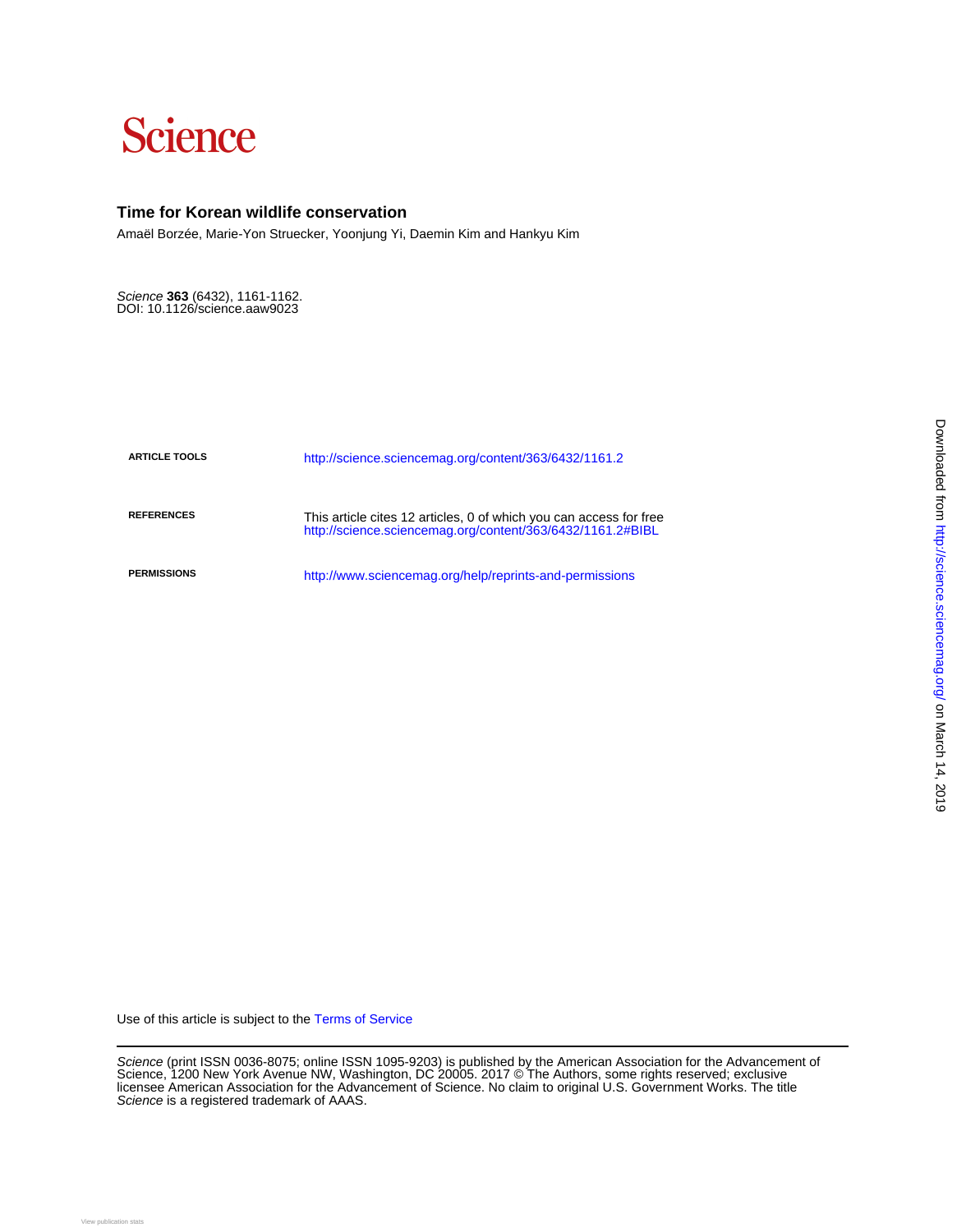# Science

## Time for Korean wildlife conservation

Amaël Borzée, Marie-Yon Struecker, Yoonjung Yi, Daemin Kim and Hankyu Kim

*Science* **363** (6432), 1161-1162.
DOI: 10.1126/science.aaw9023

| | |
|---|---|
| **ARTICLE TOOLS** | http://science.sciencemag.org/content/363/6432/1161.2 |
| **REFERENCES** | This article cites 12 articles, 0 of which you can access for free http://science.sciencemag.org/content/363/6432/1161.2#BIBL |
| **PERMISSIONS** | http://www.sciencemag.org/help/reprints-and-permissions |

Use of this article is subject to the Terms of Service

*Science* (print ISSN 0036-8075; online ISSN 1095-9203) is published by the American Association for the Advancement of Science, 1200 New York Avenue NW, Washington, DC 20005. 2017 © The Authors, some rights reserved; exclusive licensee American Association for the Advancement of Science. No claim to original U.S. Government Works. The title *Science* is a registered trademark of AAAS.

Downloaded from http://science.sciencemag.org/ on March 14, 2019